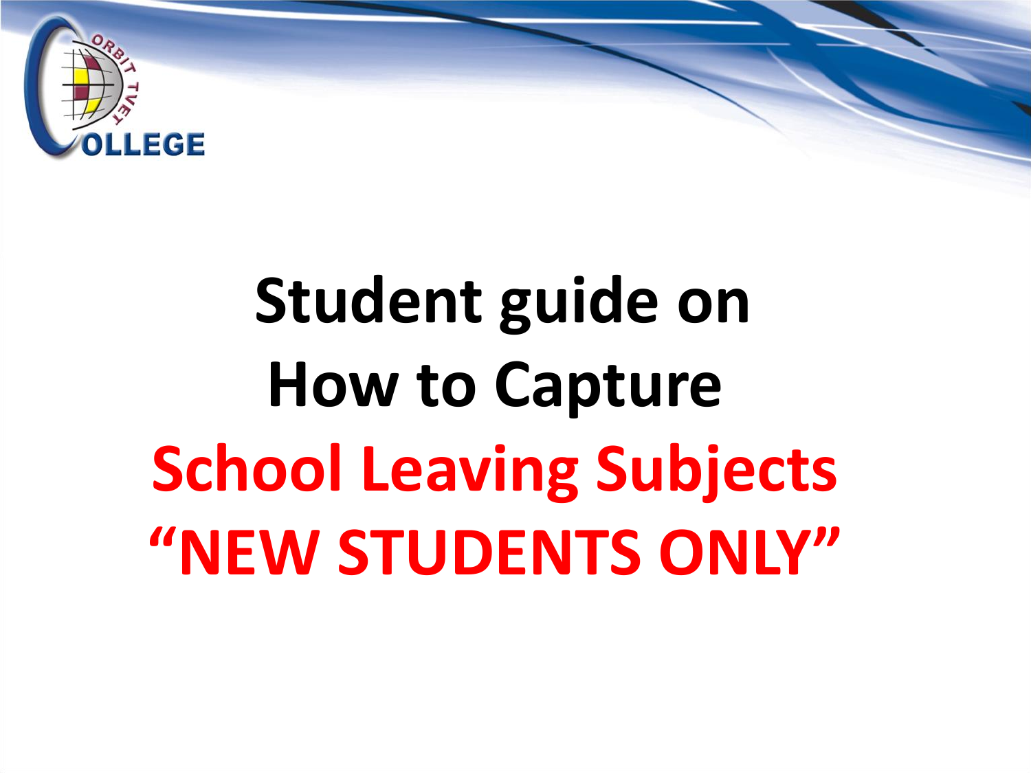# Student guide on How to Capture School Leaving Subjects "NEW STUDENTS ONLY"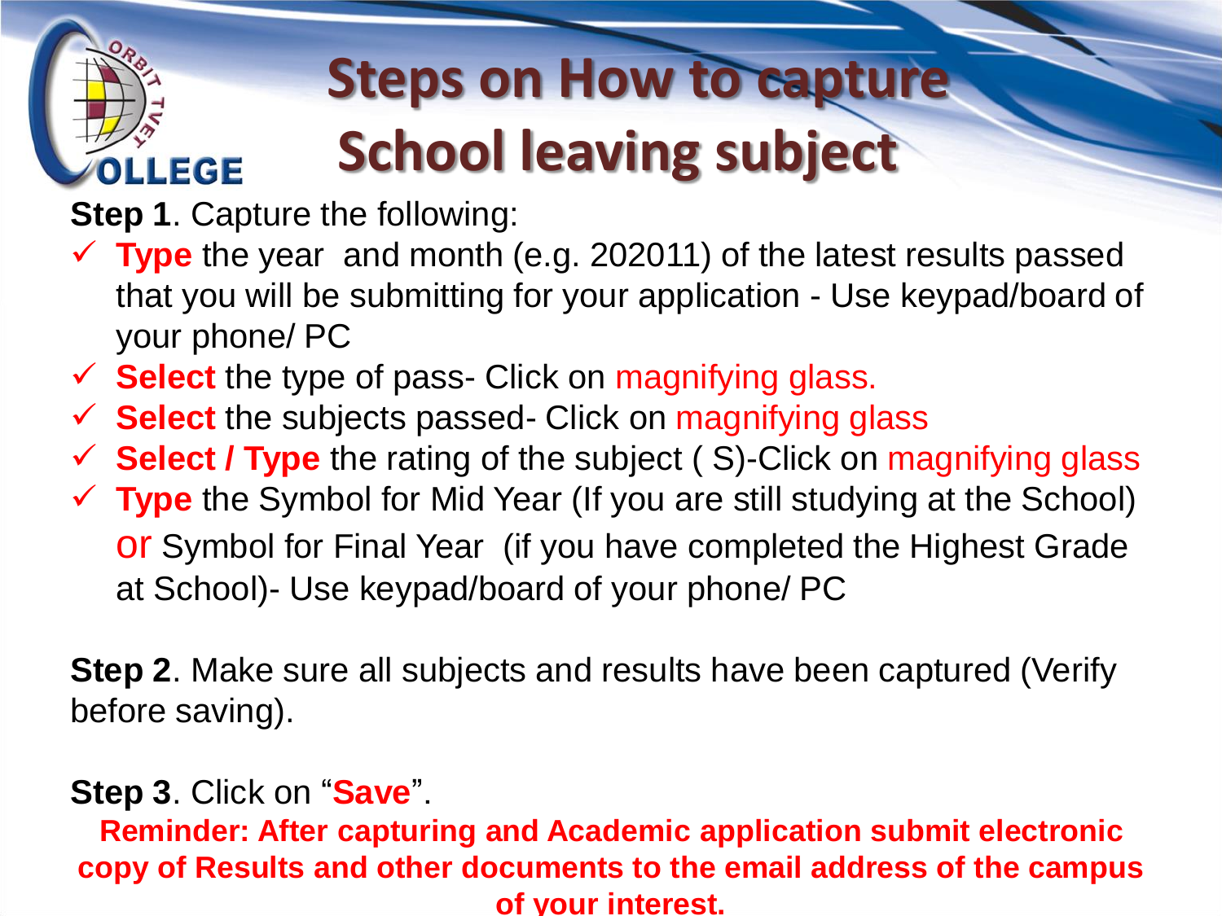# Steps on How to capture School leaving subject

**Step 1**. Capture the following:

- ✓ **Type** the year and month (e.g. 202011) of the latest results passed that you will be submitting for your application - Use keypad/board of your phone/ PC
- ✓ **Select** the type of pass- Click on magnifying glass.
- ✓ **Select** the subjects passed- Click on magnifying glass
- ✓ **Select / Type** the rating of the subject ( S)-Click on magnifying glass
- ✓ **Type** the Symbol for Mid Year (If you are still studying at the School) or Symbol for Final Year (if you have completed the Highest Grade at School)- Use keypad/board of your phone/ PC

**Step 2**. Make sure all subjects and results have been captured (Verify before saving).

**Step 3**. Click on "**Save**".

**Reminder: After capturing and Academic application submit electronic copy of Results and other documents to the email address of the campus of your interest.**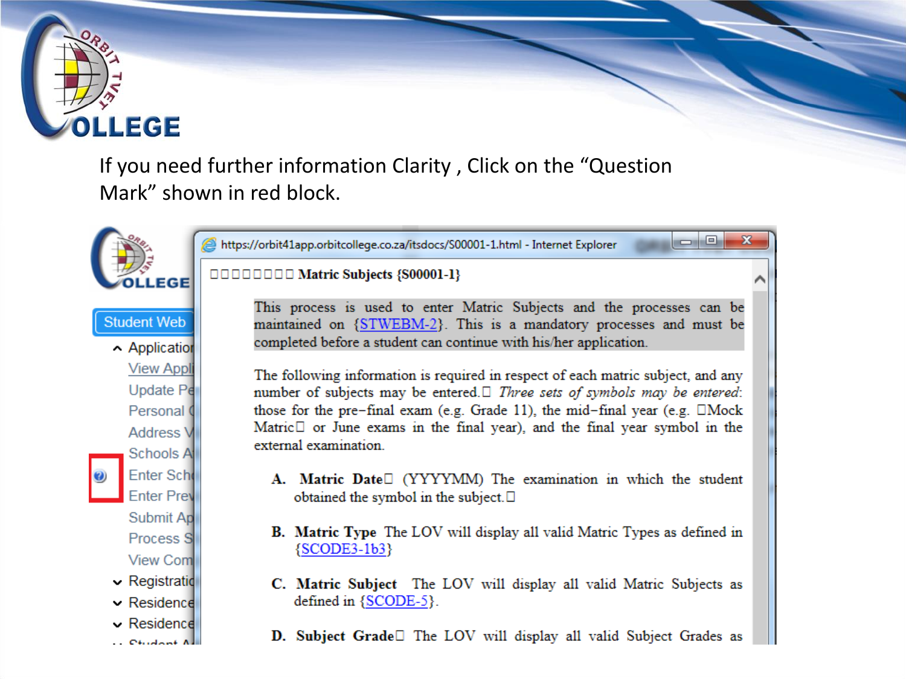If you need further information Clarity , Click on the "Question Mark" shown in red block.

https://orbit41app.orbitcollege.co.za/itsdocs/S00001-1.html - Internet Explorer

□□□□□□□□ **Matric Subjects {S00001-1}**

This process is used to enter Matric Subjects and the processes can be maintained on {STWEBM-2}. This is a mandatory processes and must be completed before a student can continue with his/her application.

The following information is required in respect of each matric subject, and any number of subjects may be entered.□ *Three sets of symbols may be entered*: those for the pre-final exam (e.g. Grade 11), the mid-final year (e.g. □Mock Matric□ or June exams in the final year), and the final year symbol in the external examination.

A. **Matric Date**□ (YYYYMM) The examination in which the student obtained the symbol in the subject.□

B. **Matric Type** The LOV will display all valid Matric Types as defined in {SCODE3-1b3}

C. **Matric Subject** The LOV will display all valid Matric Subjects as defined in {SCODE-5}.

D. **Subject Grade**□ The LOV will display all valid Subject Grades as

Student Web

- Application
  - View Appl
  - Update Pe
  - Personal
  - Address V
  - Schools A
  - Enter Sch
  - Enter Pre
  - Submit Ap
  - Process S
  - View Com
- Registratio
- Residence
- Residence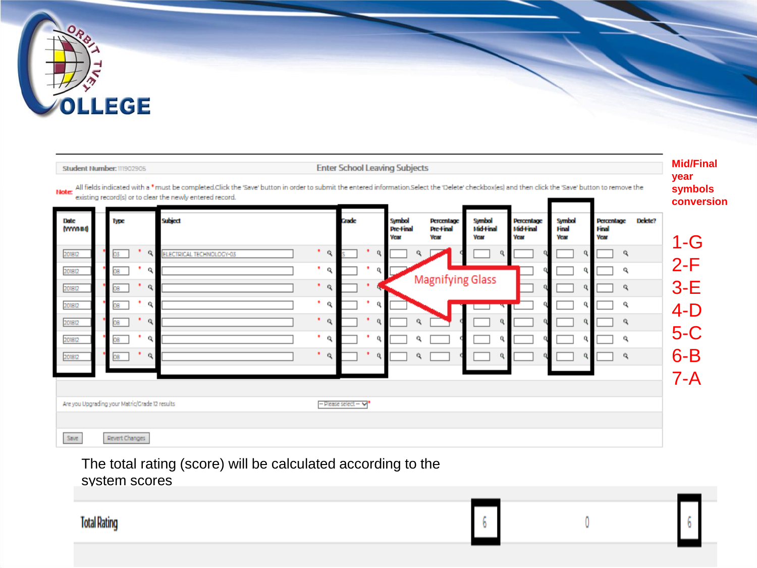Student Number: 111902906

## Enter School Leaving Subjects

**Note:** All fields indicated with a * must be completed.Click the 'Save' button in order to submit the entered information.Select the 'Delete' checkbox(es) and then click the 'Save' button to remove the existing record(s) or to clear the newly entered record.

| Date (YYYYMM) | Type | Subject | Grade | Symbol Pre-Final Year | Percentage Pre-Final Year | Symbol Mid-Final Year | Percentage Mid-Final Year | Symbol Final Year | Percentage Final Year | Delete? |
|---|---|---|---|---|---|---|---|---|---|---|
| 201812 | 03 | ELECTRICAL TECHNOLOGY-03 | 5 | | | | | | | |
| 201812 | 08 | | | | | | | | | |
| 201812 | 08 | | | | | | | | | |
| 201812 | 08 | | | | | | | | | |
| 201812 | 08 | | | | | | | | | |
| 201812 | 08 | | | | | | | | | |
| 201812 | 08 | | | | | | | | | |

Magnifying Glass

Are you Upgrading your Matric/Grade 12 results -- Please select --

Save Revert Changes

**Mid/Final year symbols conversion**

1-G
2-F
3-E
4-D
5-C
6-B
7-A

The total rating (score) will be calculated according to the system scores

| | | | |
|---|---|---|---|
| Total Rating | 6 | 0 | 6 |